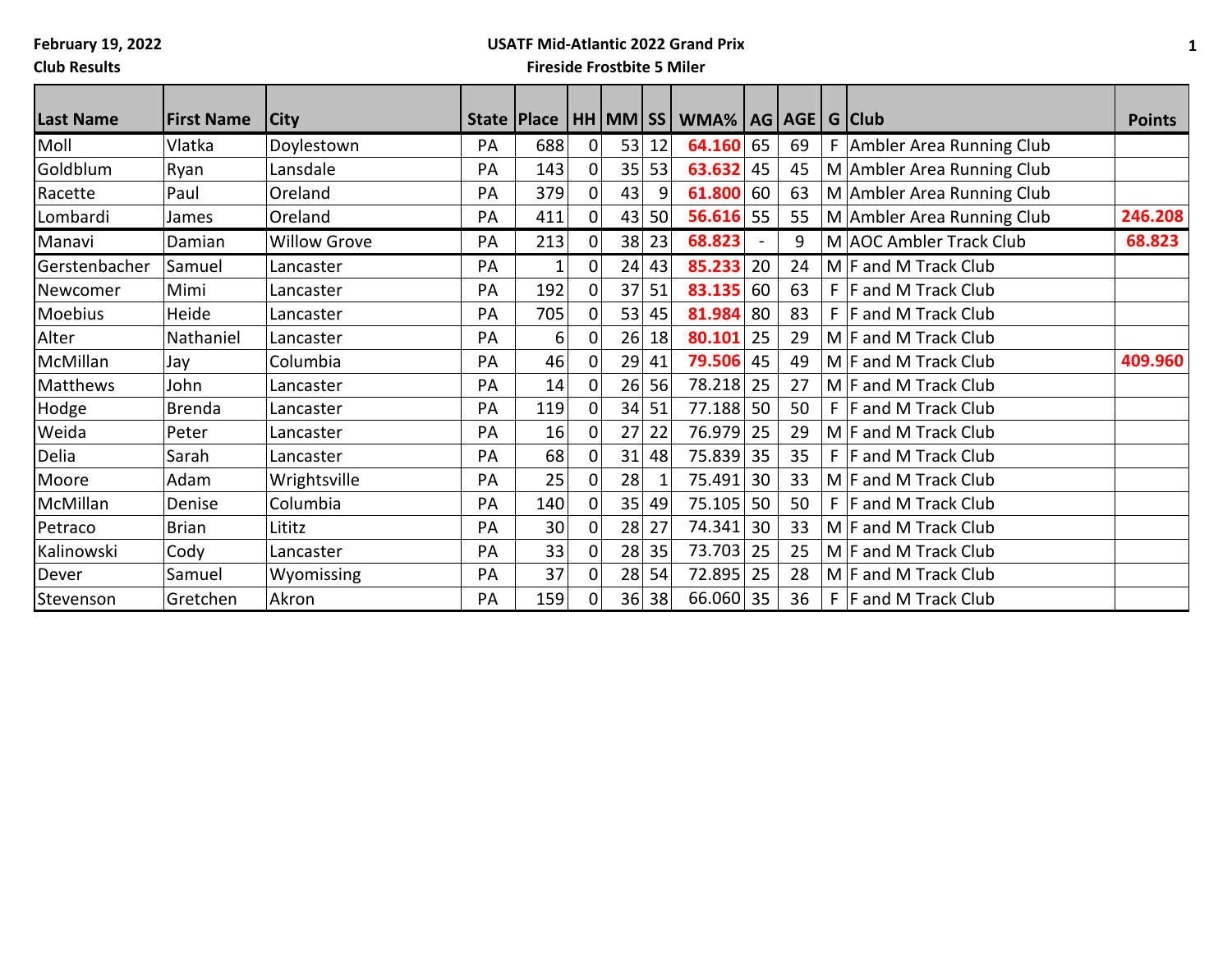**February 19, 2022**
**Club Results**

**USATF Mid-Atlantic 2022 Grand Prix**
**Fireside Frostbite 5 Miler**

| Last Name | First Name | City | State | Place | HH | MM | SS | WMA% | AG | AGE | G | Club | Points |
|---|---|---|---|---|---|---|---|---|---|---|---|---|---|
| Moll | Vlatka | Doylestown | PA | 688 | 0 | 53 | 12 | **64.160** | 65 | 69 | F | Ambler Area Running Club | |
| Goldblum | Ryan | Lansdale | PA | 143 | 0 | 35 | 53 | **63.632** | 45 | 45 | M | Ambler Area Running Club | |
| Racette | Paul | Oreland | PA | 379 | 0 | 43 | 9 | **61.800** | 60 | 63 | M | Ambler Area Running Club | |
| Lombardi | James | Oreland | PA | 411 | 0 | 43 | 50 | **56.616** | 55 | 55 | M | Ambler Area Running Club | **246.208** |
| Manavi | Damian | Willow Grove | PA | 213 | 0 | 38 | 23 | **68.823** | - | 9 | M | AOC Ambler Track Club | **68.823** |
| Gerstenbacher | Samuel | Lancaster | PA | 1 | 0 | 24 | 43 | **85.233** | 20 | 24 | M | F and M Track Club | |
| Newcomer | Mimi | Lancaster | PA | 192 | 0 | 37 | 51 | **83.135** | 60 | 63 | F | F and M Track Club | |
| Moebius | Heide | Lancaster | PA | 705 | 0 | 53 | 45 | **81.984** | 80 | 83 | F | F and M Track Club | |
| Alter | Nathaniel | Lancaster | PA | 6 | 0 | 26 | 18 | **80.101** | 25 | 29 | M | F and M Track Club | |
| McMillan | Jay | Columbia | PA | 46 | 0 | 29 | 41 | **79.506** | 45 | 49 | M | F and M Track Club | **409.960** |
| Matthews | John | Lancaster | PA | 14 | 0 | 26 | 56 | 78.218 | 25 | 27 | M | F and M Track Club | |
| Hodge | Brenda | Lancaster | PA | 119 | 0 | 34 | 51 | 77.188 | 50 | 50 | F | F and M Track Club | |
| Weida | Peter | Lancaster | PA | 16 | 0 | 27 | 22 | 76.979 | 25 | 29 | M | F and M Track Club | |
| Delia | Sarah | Lancaster | PA | 68 | 0 | 31 | 48 | 75.839 | 35 | 35 | F | F and M Track Club | |
| Moore | Adam | Wrightsville | PA | 25 | 0 | 28 | 1 | 75.491 | 30 | 33 | M | F and M Track Club | |
| McMillan | Denise | Columbia | PA | 140 | 0 | 35 | 49 | 75.105 | 50 | 50 | F | F and M Track Club | |
| Petraco | Brian | Lititz | PA | 30 | 0 | 28 | 27 | 74.341 | 30 | 33 | M | F and M Track Club | |
| Kalinowski | Cody | Lancaster | PA | 33 | 0 | 28 | 35 | 73.703 | 25 | 25 | M | F and M Track Club | |
| Dever | Samuel | Wyomissing | PA | 37 | 0 | 28 | 54 | 72.895 | 25 | 28 | M | F and M Track Club | |
| Stevenson | Gretchen | Akron | PA | 159 | 0 | 36 | 38 | 66.060 | 35 | 36 | F | F and M Track Club | |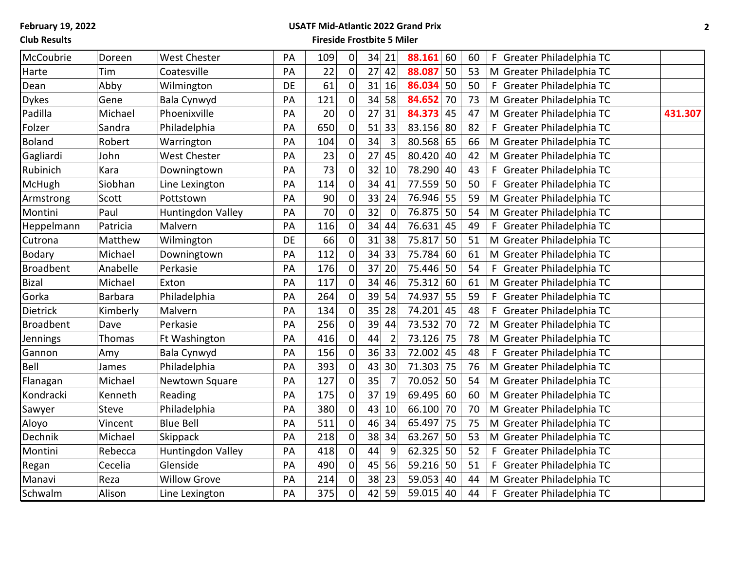February 19, 2022

Club Results

**USATF Mid-Atlantic 2022 Grand Prix**

**Fireside Frostbite 5 Miler**

| | | | | | | | | | | | | | |
|---|---|---|---|---|---|---|---|---|---|---|---|---|---|
| McCoubrie | Doreen | West Chester | PA | 109 | 0 | 34 | 21 | **88.161** | 60 | 60 | F | Greater Philadelphia TC | |
| Harte | Tim | Coatesville | PA | 22 | 0 | 27 | 42 | **88.087** | 50 | 53 | M | Greater Philadelphia TC | |
| Dean | Abby | Wilmington | DE | 61 | 0 | 31 | 16 | **86.034** | 50 | 50 | F | Greater Philadelphia TC | |
| Dykes | Gene | Bala Cynwyd | PA | 121 | 0 | 34 | 58 | **84.652** | 70 | 73 | M | Greater Philadelphia TC | |
| Padilla | Michael | Phoenixville | PA | 20 | 0 | 27 | 31 | **84.373** | 45 | 47 | M | Greater Philadelphia TC | **431.307** |
| Folzer | Sandra | Philadelphia | PA | 650 | 0 | 51 | 33 | 83.156 | 80 | 82 | F | Greater Philadelphia TC | |
| Boland | Robert | Warrington | PA | 104 | 0 | 34 | 3 | 80.568 | 65 | 66 | M | Greater Philadelphia TC | |
| Gagliardi | John | West Chester | PA | 23 | 0 | 27 | 45 | 80.420 | 40 | 42 | M | Greater Philadelphia TC | |
| Rubinich | Kara | Downingtown | PA | 73 | 0 | 32 | 10 | 78.290 | 40 | 43 | F | Greater Philadelphia TC | |
| McHugh | Siobhan | Line Lexington | PA | 114 | 0 | 34 | 41 | 77.559 | 50 | 50 | F | Greater Philadelphia TC | |
| Armstrong | Scott | Pottstown | PA | 90 | 0 | 33 | 24 | 76.946 | 55 | 59 | M | Greater Philadelphia TC | |
| Montini | Paul | Huntingdon Valley | PA | 70 | 0 | 32 | 0 | 76.875 | 50 | 54 | M | Greater Philadelphia TC | |
| Heppelmann | Patricia | Malvern | PA | 116 | 0 | 34 | 44 | 76.631 | 45 | 49 | F | Greater Philadelphia TC | |
| Cutrona | Matthew | Wilmington | DE | 66 | 0 | 31 | 38 | 75.817 | 50 | 51 | M | Greater Philadelphia TC | |
| Bodary | Michael | Downingtown | PA | 112 | 0 | 34 | 33 | 75.784 | 60 | 61 | M | Greater Philadelphia TC | |
| Broadbent | Anabelle | Perkasie | PA | 176 | 0 | 37 | 20 | 75.446 | 50 | 54 | F | Greater Philadelphia TC | |
| Bizal | Michael | Exton | PA | 117 | 0 | 34 | 46 | 75.312 | 60 | 61 | M | Greater Philadelphia TC | |
| Gorka | Barbara | Philadelphia | PA | 264 | 0 | 39 | 54 | 74.937 | 55 | 59 | F | Greater Philadelphia TC | |
| Dietrick | Kimberly | Malvern | PA | 134 | 0 | 35 | 28 | 74.201 | 45 | 48 | F | Greater Philadelphia TC | |
| Broadbent | Dave | Perkasie | PA | 256 | 0 | 39 | 44 | 73.532 | 70 | 72 | M | Greater Philadelphia TC | |
| Jennings | Thomas | Ft Washington | PA | 416 | 0 | 44 | 2 | 73.126 | 75 | 78 | M | Greater Philadelphia TC | |
| Gannon | Amy | Bala Cynwyd | PA | 156 | 0 | 36 | 33 | 72.002 | 45 | 48 | F | Greater Philadelphia TC | |
| Bell | James | Philadelphia | PA | 393 | 0 | 43 | 30 | 71.303 | 75 | 76 | M | Greater Philadelphia TC | |
| Flanagan | Michael | Newtown Square | PA | 127 | 0 | 35 | 7 | 70.052 | 50 | 54 | M | Greater Philadelphia TC | |
| Kondracki | Kenneth | Reading | PA | 175 | 0 | 37 | 19 | 69.495 | 60 | 60 | M | Greater Philadelphia TC | |
| Sawyer | Steve | Philadelphia | PA | 380 | 0 | 43 | 10 | 66.100 | 70 | 70 | M | Greater Philadelphia TC | |
| Aloyo | Vincent | Blue Bell | PA | 511 | 0 | 46 | 34 | 65.497 | 75 | 75 | M | Greater Philadelphia TC | |
| Dechnik | Michael | Skippack | PA | 218 | 0 | 38 | 34 | 63.267 | 50 | 53 | M | Greater Philadelphia TC | |
| Montini | Rebecca | Huntingdon Valley | PA | 418 | 0 | 44 | 9 | 62.325 | 50 | 52 | F | Greater Philadelphia TC | |
| Regan | Cecelia | Glenside | PA | 490 | 0 | 45 | 56 | 59.216 | 50 | 51 | F | Greater Philadelphia TC | |
| Manavi | Reza | Willow Grove | PA | 214 | 0 | 38 | 23 | 59.053 | 40 | 44 | M | Greater Philadelphia TC | |
| Schwalm | Alison | Line Lexington | PA | 375 | 0 | 42 | 59 | 59.015 | 40 | 44 | F | Greater Philadelphia TC | |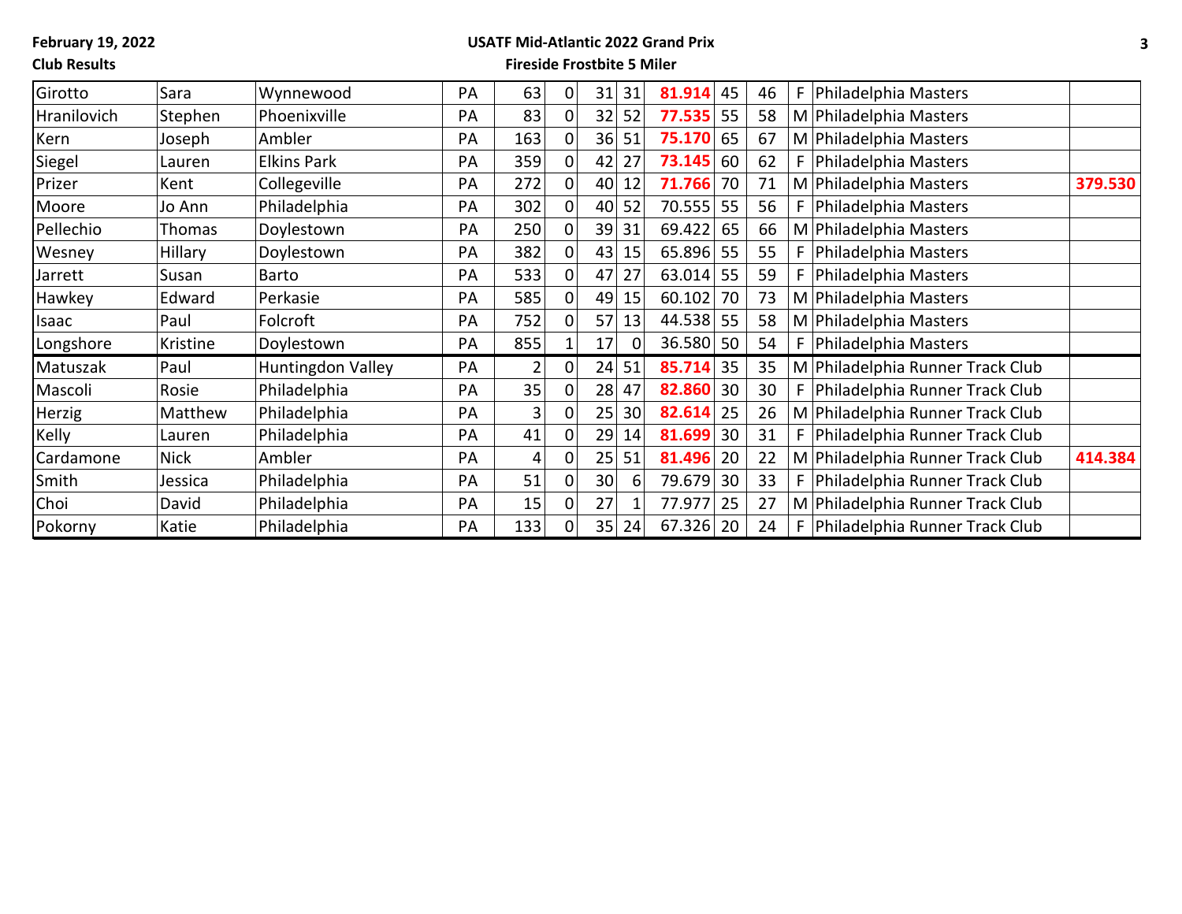February 19, 2022

Club Results

**USATF Mid-Atlantic 2022 Grand Prix**

**Fireside Frostbite 5 Miler**

| | | | | | | | | | | | | | |
|---|---|---|---|---|---|---|---|---|---|---|---|---|---|
| Girotto | Sara | Wynnewood | PA | 63 | 0 | 31 | 31 | **81.914** | 45 | 46 | F | Philadelphia Masters | |
| Hranilovich | Stephen | Phoenixville | PA | 83 | 0 | 32 | 52 | **77.535** | 55 | 58 | M | Philadelphia Masters | |
| Kern | Joseph | Ambler | PA | 163 | 0 | 36 | 51 | **75.170** | 65 | 67 | M | Philadelphia Masters | |
| Siegel | Lauren | Elkins Park | PA | 359 | 0 | 42 | 27 | **73.145** | 60 | 62 | F | Philadelphia Masters | |
| Prizer | Kent | Collegeville | PA | 272 | 0 | 40 | 12 | **71.766** | 70 | 71 | M | Philadelphia Masters | **379.530** |
| Moore | Jo Ann | Philadelphia | PA | 302 | 0 | 40 | 52 | 70.555 | 55 | 56 | F | Philadelphia Masters | |
| Pellechio | Thomas | Doylestown | PA | 250 | 0 | 39 | 31 | 69.422 | 65 | 66 | M | Philadelphia Masters | |
| Wesney | Hillary | Doylestown | PA | 382 | 0 | 43 | 15 | 65.896 | 55 | 55 | F | Philadelphia Masters | |
| Jarrett | Susan | Barto | PA | 533 | 0 | 47 | 27 | 63.014 | 55 | 59 | F | Philadelphia Masters | |
| Hawkey | Edward | Perkasie | PA | 585 | 0 | 49 | 15 | 60.102 | 70 | 73 | M | Philadelphia Masters | |
| Isaac | Paul | Folcroft | PA | 752 | 0 | 57 | 13 | 44.538 | 55 | 58 | M | Philadelphia Masters | |
| Longshore | Kristine | Doylestown | PA | 855 | 1 | 17 | 0 | 36.580 | 50 | 54 | F | Philadelphia Masters | |
| Matuszak | Paul | Huntingdon Valley | PA | 2 | 0 | 24 | 51 | **85.714** | 35 | 35 | M | Philadelphia Runner Track Club | |
| Mascoli | Rosie | Philadelphia | PA | 35 | 0 | 28 | 47 | **82.860** | 30 | 30 | F | Philadelphia Runner Track Club | |
| Herzig | Matthew | Philadelphia | PA | 3 | 0 | 25 | 30 | **82.614** | 25 | 26 | M | Philadelphia Runner Track Club | |
| Kelly | Lauren | Philadelphia | PA | 41 | 0 | 29 | 14 | **81.699** | 30 | 31 | F | Philadelphia Runner Track Club | |
| Cardamone | Nick | Ambler | PA | 4 | 0 | 25 | 51 | **81.496** | 20 | 22 | M | Philadelphia Runner Track Club | **414.384** |
| Smith | Jessica | Philadelphia | PA | 51 | 0 | 30 | 6 | 79.679 | 30 | 33 | F | Philadelphia Runner Track Club | |
| Choi | David | Philadelphia | PA | 15 | 0 | 27 | 1 | 77.977 | 25 | 27 | M | Philadelphia Runner Track Club | |
| Pokorny | Katie | Philadelphia | PA | 133 | 0 | 35 | 24 | 67.326 | 20 | 24 | F | Philadelphia Runner Track Club | |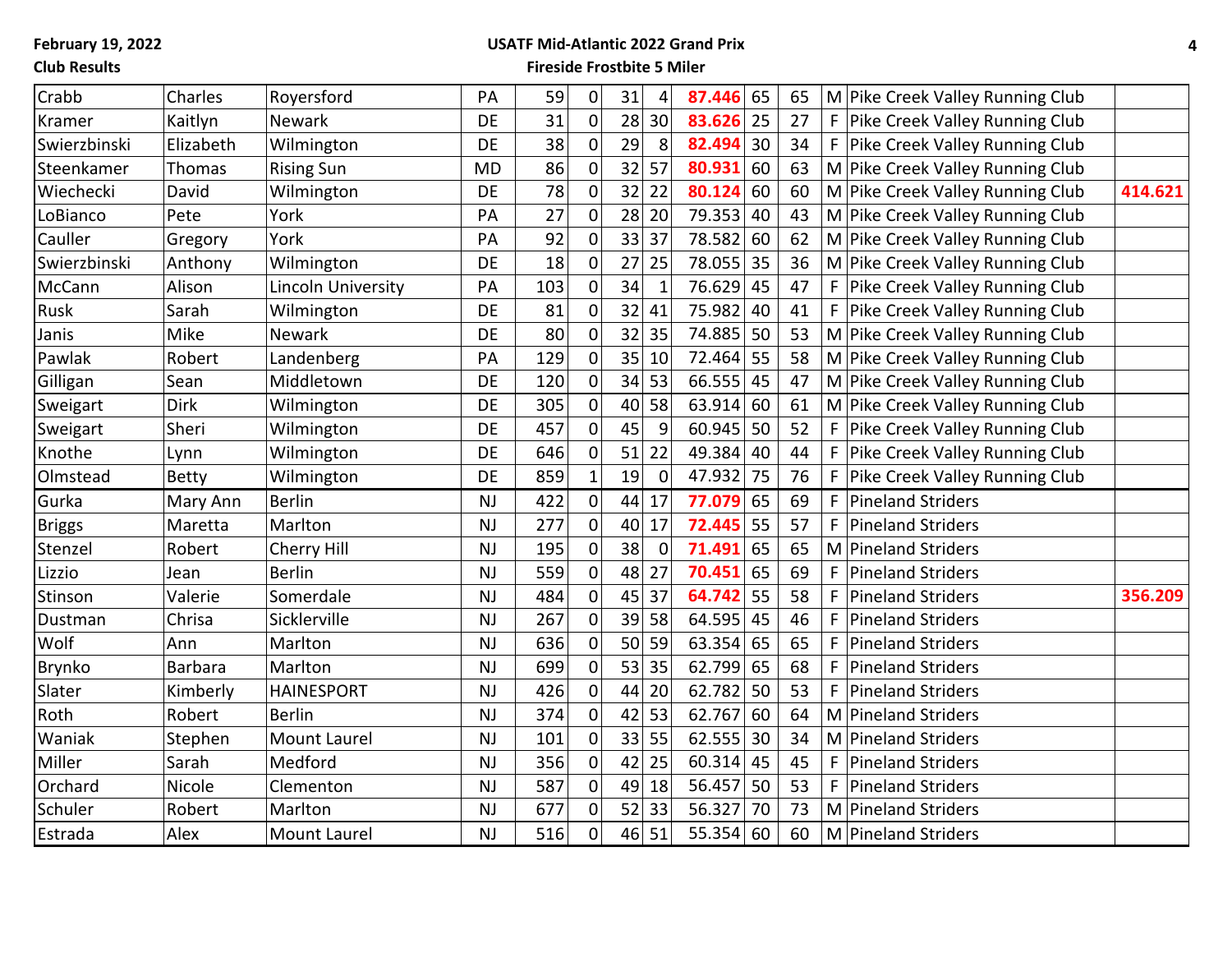**February 19, 2022**

**Club Results**

**USATF Mid-Atlantic 2022 Grand Prix**

**Fireside Frostbite 5 Miler**

| | | | | | | | | | | | | | |
|---|---|---|---|---|---|---|---|---|---|---|---|---|---|
| Crabb | Charles | Royersford | PA | 59 | 0 | 31 | 4 | **87.446** | 65 | 65 | M | Pike Creek Valley Running Club | |
| Kramer | Kaitlyn | Newark | DE | 31 | 0 | 28 | 30 | **83.626** | 25 | 27 | F | Pike Creek Valley Running Club | |
| Swierzbinski | Elizabeth | Wilmington | DE | 38 | 0 | 29 | 8 | **82.494** | 30 | 34 | F | Pike Creek Valley Running Club | |
| Steenkamer | Thomas | Rising Sun | MD | 86 | 0 | 32 | 57 | **80.931** | 60 | 63 | M | Pike Creek Valley Running Club | |
| Wiechecki | David | Wilmington | DE | 78 | 0 | 32 | 22 | **80.124** | 60 | 60 | M | Pike Creek Valley Running Club | **414.621** |
| LoBianco | Pete | York | PA | 27 | 0 | 28 | 20 | 79.353 | 40 | 43 | M | Pike Creek Valley Running Club | |
| Cauller | Gregory | York | PA | 92 | 0 | 33 | 37 | 78.582 | 60 | 62 | M | Pike Creek Valley Running Club | |
| Swierzbinski | Anthony | Wilmington | DE | 18 | 0 | 27 | 25 | 78.055 | 35 | 36 | M | Pike Creek Valley Running Club | |
| McCann | Alison | Lincoln University | PA | 103 | 0 | 34 | 1 | 76.629 | 45 | 47 | F | Pike Creek Valley Running Club | |
| Rusk | Sarah | Wilmington | DE | 81 | 0 | 32 | 41 | 75.982 | 40 | 41 | F | Pike Creek Valley Running Club | |
| Janis | Mike | Newark | DE | 80 | 0 | 32 | 35 | 74.885 | 50 | 53 | M | Pike Creek Valley Running Club | |
| Pawlak | Robert | Landenberg | PA | 129 | 0 | 35 | 10 | 72.464 | 55 | 58 | M | Pike Creek Valley Running Club | |
| Gilligan | Sean | Middletown | DE | 120 | 0 | 34 | 53 | 66.555 | 45 | 47 | M | Pike Creek Valley Running Club | |
| Sweigart | Dirk | Wilmington | DE | 305 | 0 | 40 | 58 | 63.914 | 60 | 61 | M | Pike Creek Valley Running Club | |
| Sweigart | Sheri | Wilmington | DE | 457 | 0 | 45 | 9 | 60.945 | 50 | 52 | F | Pike Creek Valley Running Club | |
| Knothe | Lynn | Wilmington | DE | 646 | 0 | 51 | 22 | 49.384 | 40 | 44 | F | Pike Creek Valley Running Club | |
| Olmstead | Betty | Wilmington | DE | 859 | 1 | 19 | 0 | 47.932 | 75 | 76 | F | Pike Creek Valley Running Club | |
| Gurka | Mary Ann | Berlin | NJ | 422 | 0 | 44 | 17 | **77.079** | 65 | 69 | F | Pineland Striders | |
| Briggs | Maretta | Marlton | NJ | 277 | 0 | 40 | 17 | **72.445** | 55 | 57 | F | Pineland Striders | |
| Stenzel | Robert | Cherry Hill | NJ | 195 | 0 | 38 | 0 | **71.491** | 65 | 65 | M | Pineland Striders | |
| Lizzio | Jean | Berlin | NJ | 559 | 0 | 48 | 27 | **70.451** | 65 | 69 | F | Pineland Striders | |
| Stinson | Valerie | Somerdale | NJ | 484 | 0 | 45 | 37 | **64.742** | 55 | 58 | F | Pineland Striders | **356.209** |
| Dustman | Chrisa | Sicklerville | NJ | 267 | 0 | 39 | 58 | 64.595 | 45 | 46 | F | Pineland Striders | |
| Wolf | Ann | Marlton | NJ | 636 | 0 | 50 | 59 | 63.354 | 65 | 65 | F | Pineland Striders | |
| Brynko | Barbara | Marlton | NJ | 699 | 0 | 53 | 35 | 62.799 | 65 | 68 | F | Pineland Striders | |
| Slater | Kimberly | HAINESPORT | NJ | 426 | 0 | 44 | 20 | 62.782 | 50 | 53 | F | Pineland Striders | |
| Roth | Robert | Berlin | NJ | 374 | 0 | 42 | 53 | 62.767 | 60 | 64 | M | Pineland Striders | |
| Waniak | Stephen | Mount Laurel | NJ | 101 | 0 | 33 | 55 | 62.555 | 30 | 34 | M | Pineland Striders | |
| Miller | Sarah | Medford | NJ | 356 | 0 | 42 | 25 | 60.314 | 45 | 45 | F | Pineland Striders | |
| Orchard | Nicole | Clementon | NJ | 587 | 0 | 49 | 18 | 56.457 | 50 | 53 | F | Pineland Striders | |
| Schuler | Robert | Marlton | NJ | 677 | 0 | 52 | 33 | 56.327 | 70 | 73 | M | Pineland Striders | |
| Estrada | Alex | Mount Laurel | NJ | 516 | 0 | 46 | 51 | 55.354 | 60 | 60 | M | Pineland Striders | |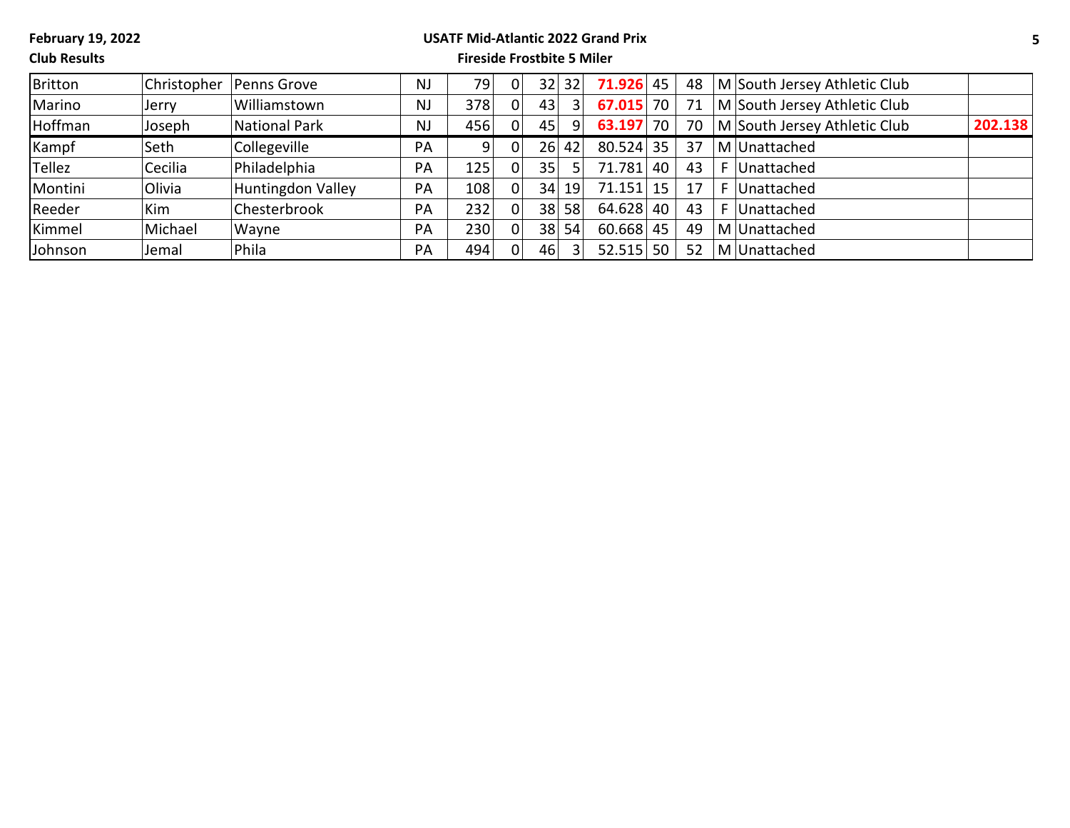February 19, 2022

Club Results

**USATF Mid-Atlantic 2022 Grand Prix**

**Fireside Frostbite 5 Miler**

| | | | | | | | | | | | | | |
|---|---|---|---|---|---|---|---|---|---|---|---|---|---|
| Britton | Christopher | Penns Grove | NJ | 79 | 0 | 32 | 32 | **71.926** | 45 | 48 | M | South Jersey Athletic Club | |
| Marino | Jerry | Williamstown | NJ | 378 | 0 | 43 | 3 | **67.015** | 70 | 71 | M | South Jersey Athletic Club | |
| Hoffman | Joseph | National Park | NJ | 456 | 0 | 45 | 9 | **63.197** | 70 | 70 | M | South Jersey Athletic Club | **202.138** |
| Kampf | Seth | Collegeville | PA | 9 | 0 | 26 | 42 | 80.524 | 35 | 37 | M | Unattached | |
| Tellez | Cecilia | Philadelphia | PA | 125 | 0 | 35 | 5 | 71.781 | 40 | 43 | F | Unattached | |
| Montini | Olivia | Huntingdon Valley | PA | 108 | 0 | 34 | 19 | 71.151 | 15 | 17 | F | Unattached | |
| Reeder | Kim | Chesterbrook | PA | 232 | 0 | 38 | 58 | 64.628 | 40 | 43 | F | Unattached | |
| Kimmel | Michael | Wayne | PA | 230 | 0 | 38 | 54 | 60.668 | 45 | 49 | M | Unattached | |
| Johnson | Jemal | Phila | PA | 494 | 0 | 46 | 3 | 52.515 | 50 | 52 | M | Unattached | |